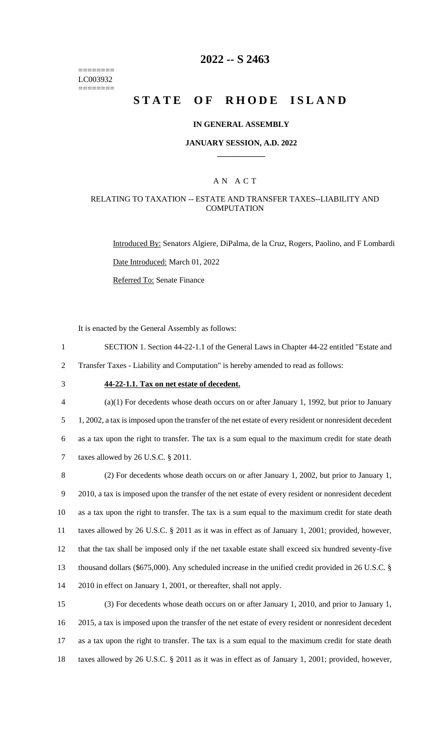========
LC003932
========

# 2022 -- S 2463

# STATE OF RHODE ISLAND

### IN GENERAL ASSEMBLY

### JANUARY SESSION, A.D. 2022

### A N A C T

### RELATING TO TAXATION -- ESTATE AND TRANSFER TAXES--LIABILITY AND COMPUTATION

Introduced By: Senators Algiere, DiPalma, de la Cruz, Rogers, Paolino, and F Lombardi

Date Introduced: March 01, 2022

Referred To: Senate Finance

It is enacted by the General Assembly as follows:

SECTION 1. Section 44-22-1.1 of the General Laws in Chapter 44-22 entitled "Estate and Transfer Taxes - Liability and Computation" is hereby amended to read as follows:

**44-22-1.1. Tax on net estate of decedent.**

(a)(1) For decedents whose death occurs on or after January 1, 1992, but prior to January 1, 2002, a tax is imposed upon the transfer of the net estate of every resident or nonresident decedent as a tax upon the right to transfer. The tax is a sum equal to the maximum credit for state death taxes allowed by 26 U.S.C. § 2011.

(2) For decedents whose death occurs on or after January 1, 2002, but prior to January 1, 2010, a tax is imposed upon the transfer of the net estate of every resident or nonresident decedent as a tax upon the right to transfer. The tax is a sum equal to the maximum credit for state death taxes allowed by 26 U.S.C. § 2011 as it was in effect as of January 1, 2001; provided, however, that the tax shall be imposed only if the net taxable estate shall exceed six hundred seventy-five thousand dollars ($675,000). Any scheduled increase in the unified credit provided in 26 U.S.C. § 2010 in effect on January 1, 2001, or thereafter, shall not apply.

(3) For decedents whose death occurs on or after January 1, 2010, and prior to January 1, 2015, a tax is imposed upon the transfer of the net estate of every resident or nonresident decedent as a tax upon the right to transfer. The tax is a sum equal to the maximum credit for state death taxes allowed by 26 U.S.C. § 2011 as it was in effect as of January 1, 2001; provided, however,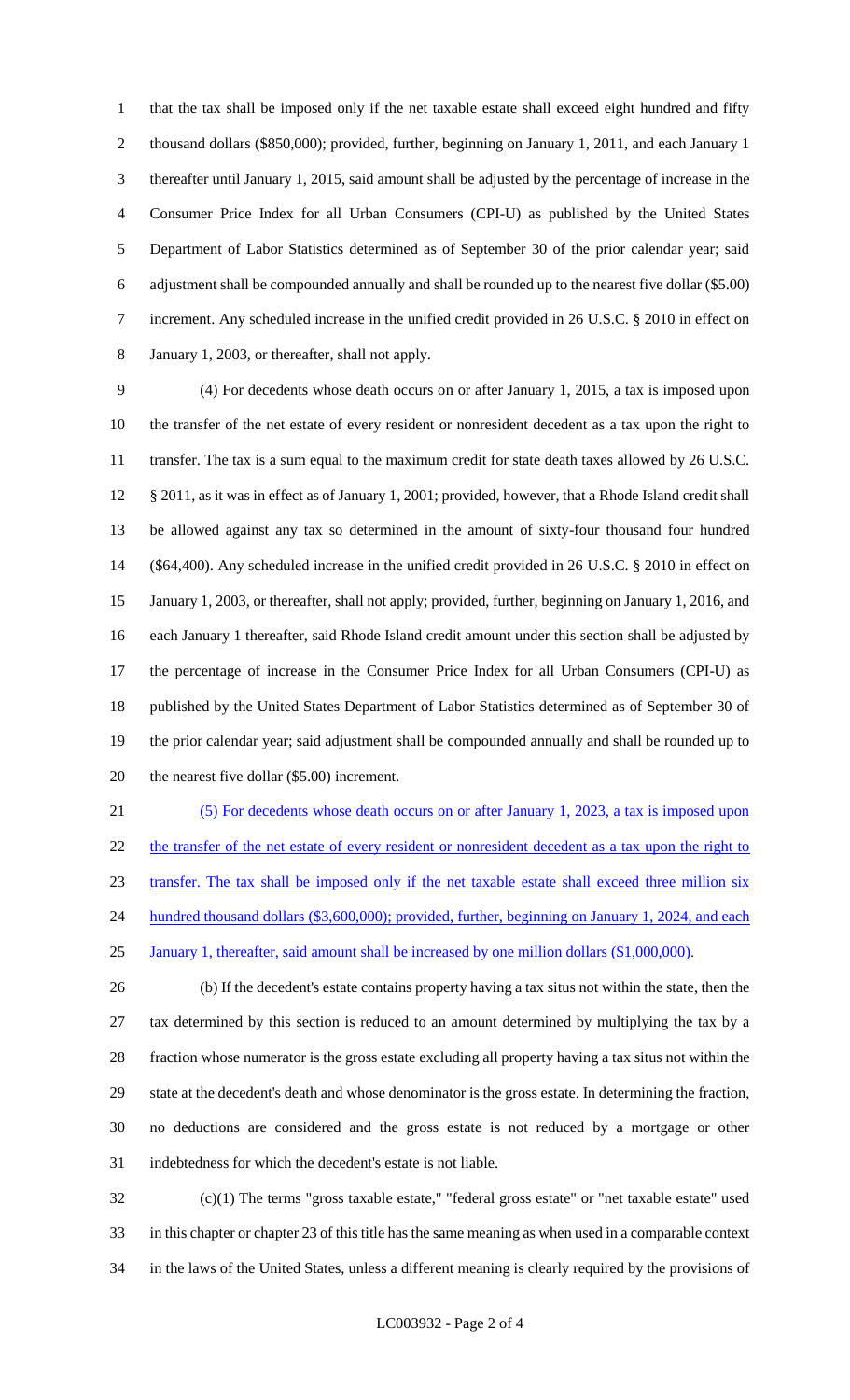that the tax shall be imposed only if the net taxable estate shall exceed eight hundred and fifty thousand dollars ($850,000); provided, further, beginning on January 1, 2011, and each January 1 thereafter until January 1, 2015, said amount shall be adjusted by the percentage of increase in the Consumer Price Index for all Urban Consumers (CPI-U) as published by the United States Department of Labor Statistics determined as of September 30 of the prior calendar year; said adjustment shall be compounded annually and shall be rounded up to the nearest five dollar ($5.00) increment. Any scheduled increase in the unified credit provided in 26 U.S.C. § 2010 in effect on January 1, 2003, or thereafter, shall not apply.

(4) For decedents whose death occurs on or after January 1, 2015, a tax is imposed upon the transfer of the net estate of every resident or nonresident decedent as a tax upon the right to transfer. The tax is a sum equal to the maximum credit for state death taxes allowed by 26 U.S.C. § 2011, as it was in effect as of January 1, 2001; provided, however, that a Rhode Island credit shall be allowed against any tax so determined in the amount of sixty-four thousand four hundred ($64,400). Any scheduled increase in the unified credit provided in 26 U.S.C. § 2010 in effect on January 1, 2003, or thereafter, shall not apply; provided, further, beginning on January 1, 2016, and each January 1 thereafter, said Rhode Island credit amount under this section shall be adjusted by the percentage of increase in the Consumer Price Index for all Urban Consumers (CPI-U) as published by the United States Department of Labor Statistics determined as of September 30 of the prior calendar year; said adjustment shall be compounded annually and shall be rounded up to the nearest five dollar ($5.00) increment.

<u>(5) For decedents whose death occurs on or after January 1, 2023, a tax is imposed upon the transfer of the net estate of every resident or nonresident decedent as a tax upon the right to transfer. The tax shall be imposed only if the net taxable estate shall exceed three million six hundred thousand dollars ($3,600,000); provided, further, beginning on January 1, 2024, and each January 1, thereafter, said amount shall be increased by one million dollars ($1,000,000).</u>

(b) If the decedent's estate contains property having a tax situs not within the state, then the tax determined by this section is reduced to an amount determined by multiplying the tax by a fraction whose numerator is the gross estate excluding all property having a tax situs not within the state at the decedent's death and whose denominator is the gross estate. In determining the fraction, no deductions are considered and the gross estate is not reduced by a mortgage or other indebtedness for which the decedent's estate is not liable.

(c)(1) The terms "gross taxable estate," "federal gross estate" or "net taxable estate" used in this chapter or chapter 23 of this title has the same meaning as when used in a comparable context in the laws of the United States, unless a different meaning is clearly required by the provisions of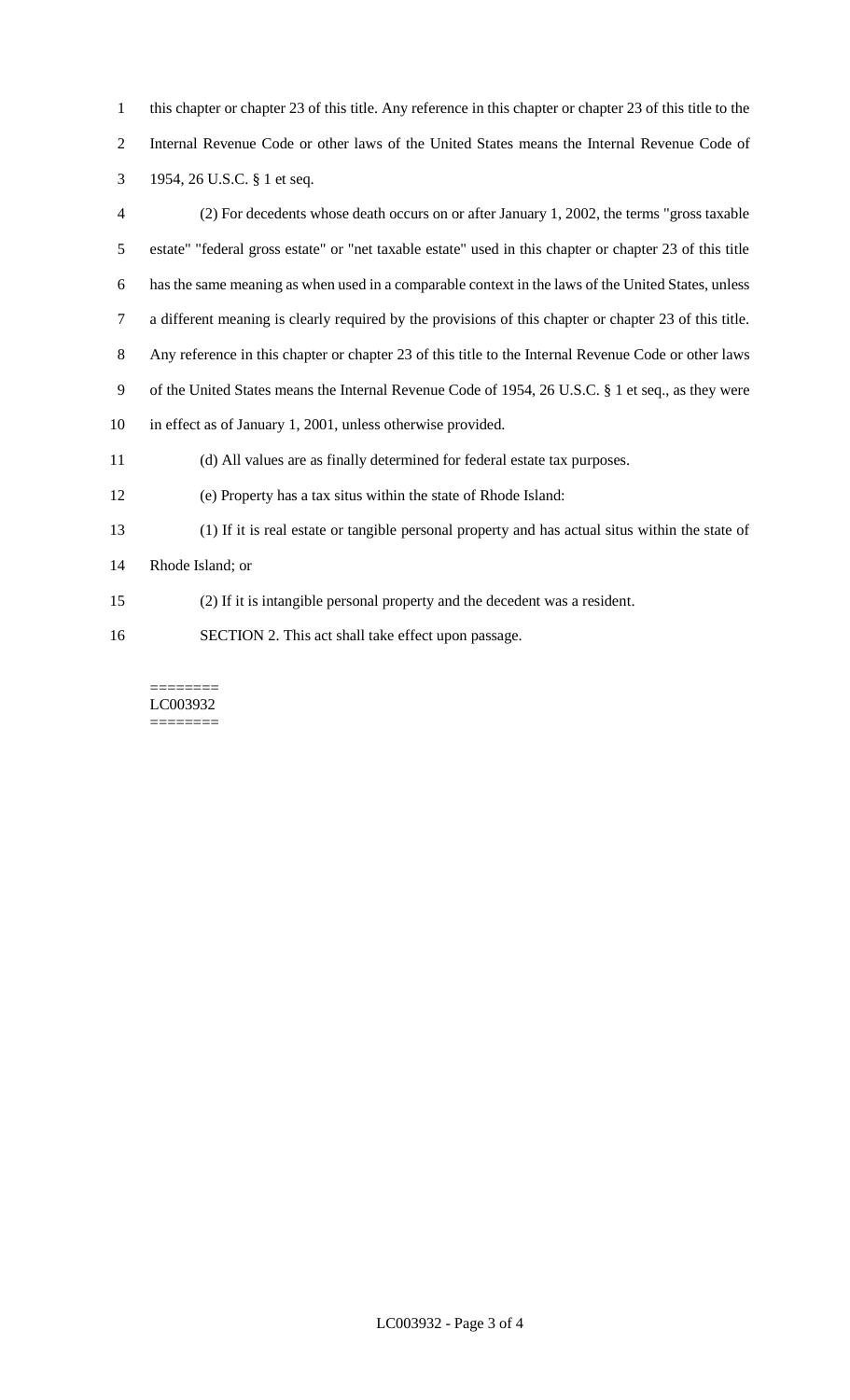this chapter or chapter 23 of this title. Any reference in this chapter or chapter 23 of this title to the Internal Revenue Code or other laws of the United States means the Internal Revenue Code of 1954, 26 U.S.C. § 1 et seq.

(2) For decedents whose death occurs on or after January 1, 2002, the terms "gross taxable estate" "federal gross estate" or "net taxable estate" used in this chapter or chapter 23 of this title has the same meaning as when used in a comparable context in the laws of the United States, unless a different meaning is clearly required by the provisions of this chapter or chapter 23 of this title. Any reference in this chapter or chapter 23 of this title to the Internal Revenue Code or other laws of the United States means the Internal Revenue Code of 1954, 26 U.S.C. § 1 et seq., as they were in effect as of January 1, 2001, unless otherwise provided.

(d) All values are as finally determined for federal estate tax purposes.

(e) Property has a tax situs within the state of Rhode Island:

(1) If it is real estate or tangible personal property and has actual situs within the state of Rhode Island; or

(2) If it is intangible personal property and the decedent was a resident.

SECTION 2. This act shall take effect upon passage.

========
LC003932
========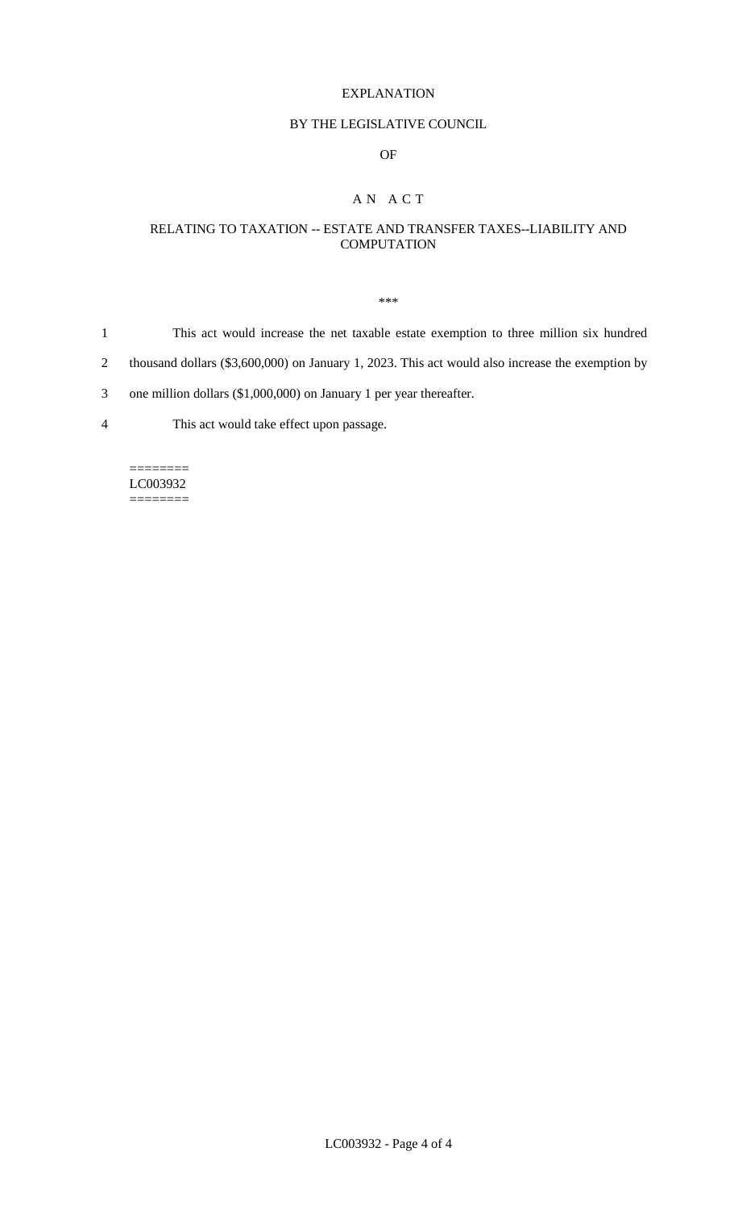EXPLANATION

BY THE LEGISLATIVE COUNCIL

OF

# A N A C T

## RELATING TO TAXATION -- ESTATE AND TRANSFER TAXES--LIABILITY AND COMPUTATION

\*\*\*

1 This act would increase the net taxable estate exemption to three million six hundred

2 thousand dollars ($3,600,000) on January 1, 2023. This act would also increase the exemption by

3 one million dollars ($1,000,000) on January 1 per year thereafter.

4 This act would take effect upon passage.

========
LC003932
========